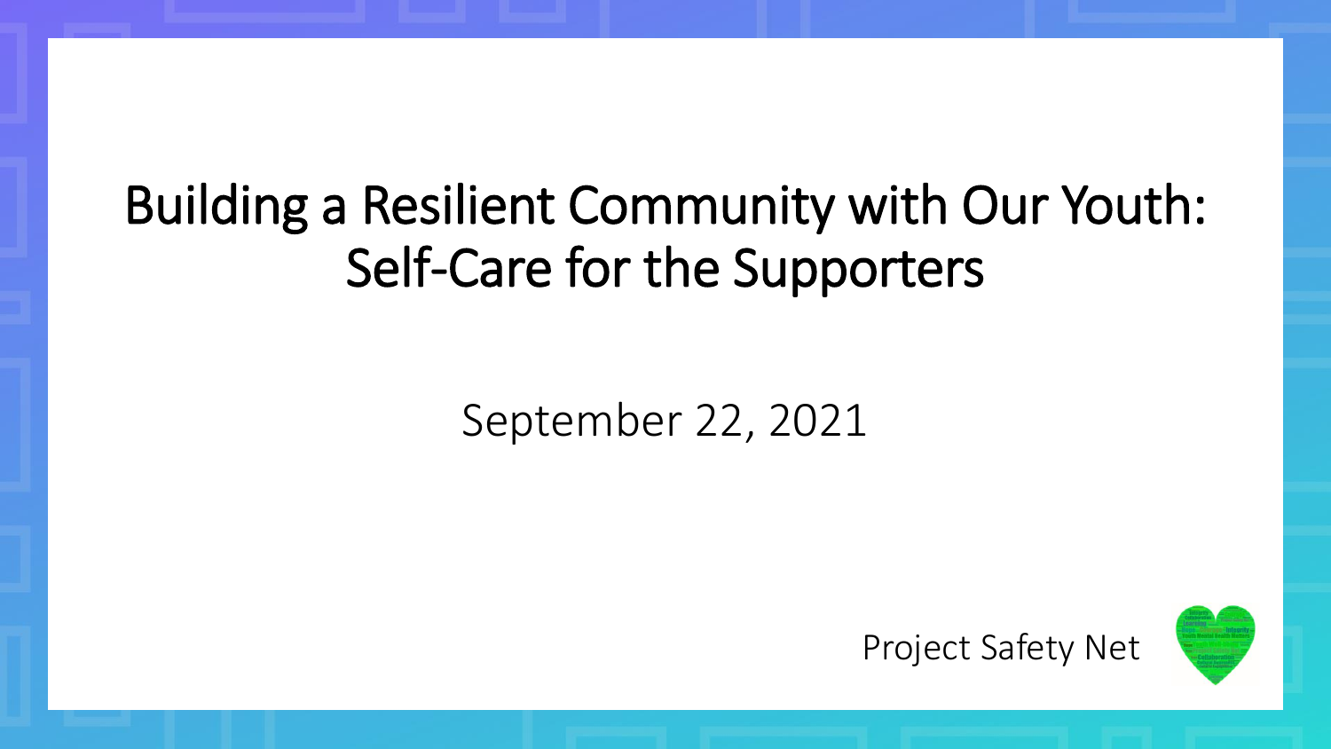# Building a Resilient Community with Our Youth: Self-Care for the Supporters

September 22, 2021

Project Safety Net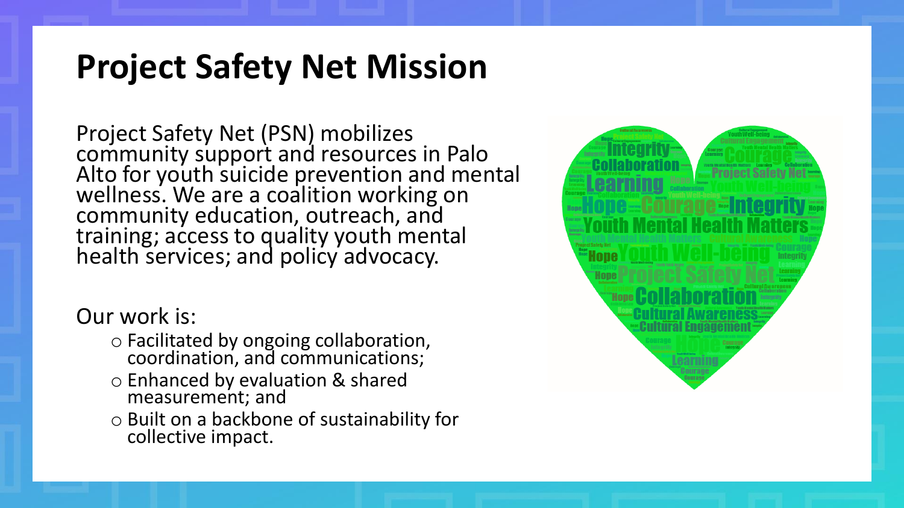# Project Safety Net Mission

Project Safety Net (PSN) mobilizes community support and resources in Palo Alto for youth suicide prevention and mental wellness. We are a coalition working on community education, outreach, and training; access to quality youth mental health services; and policy advocacy.

Our work is:

- Facilitated by ongoing collaboration, coordination, and communications;
- Enhanced by evaluation & shared measurement; and
- Built on a backbone of sustainability for collective impact.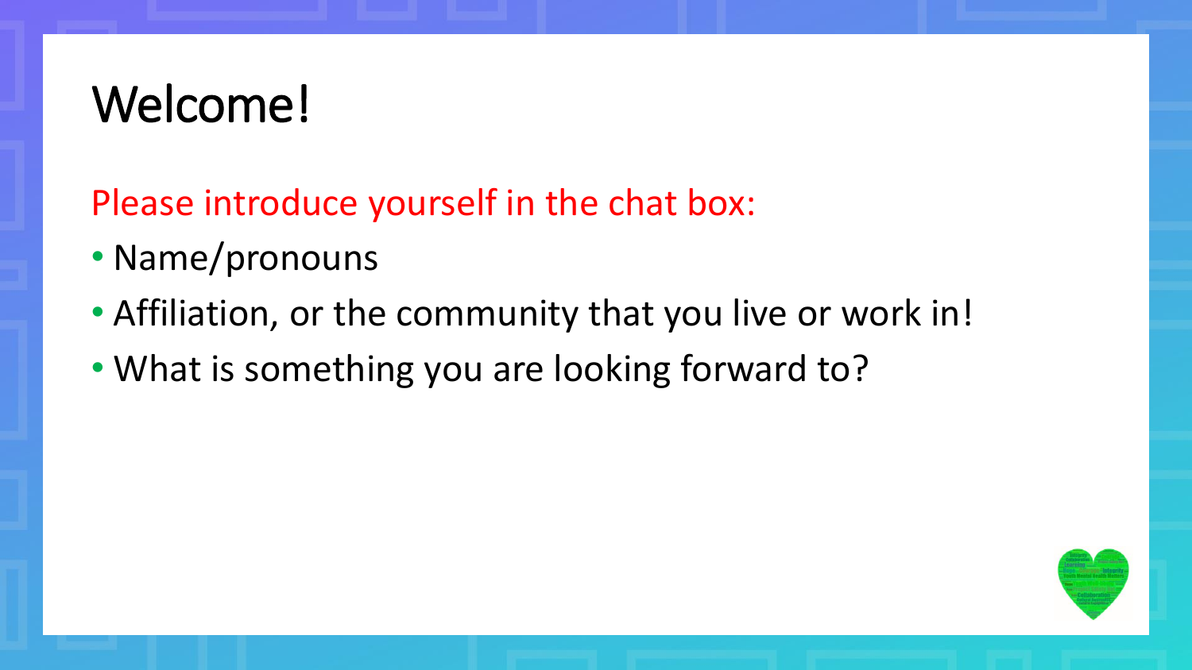# Welcome!

Please introduce yourself in the chat box:

- Name/pronouns
- Affiliation, or the community that you live or work in!
- What is something you are looking forward to?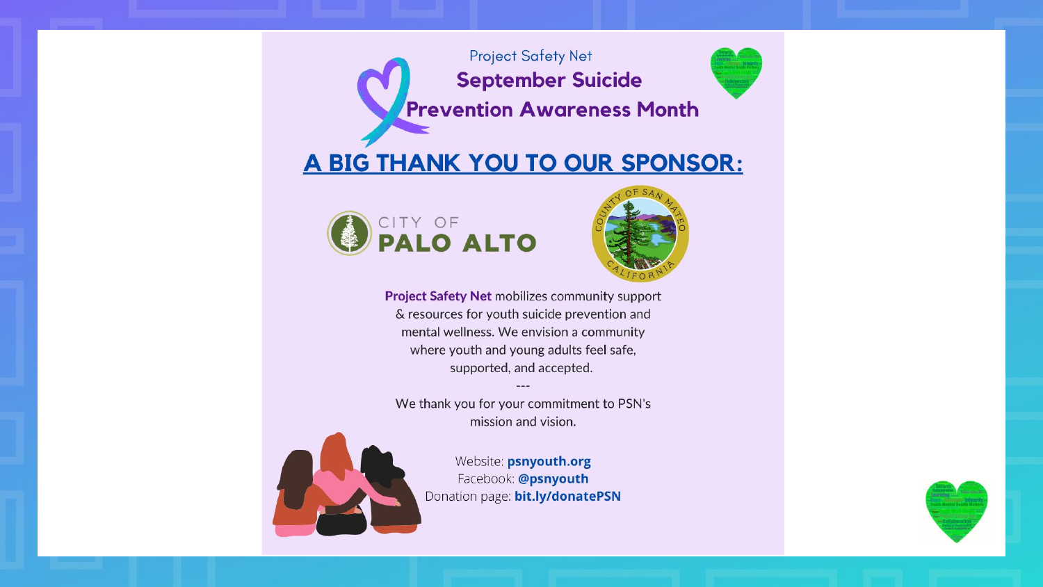Project Safety Net

# September Suicide Prevention Awareness Month

## A BIG THANK YOU TO OUR SPONSOR:

CITY OF PALO ALTO

COUNTY OF SAN MATEO CALIFORNIA

**Project Safety Net** mobilizes community support & resources for youth suicide prevention and mental wellness. We envision a community where youth and young adults feel safe, supported, and accepted.

---

We thank you for your commitment to PSN's mission and vision.

Website: **psnyouth.org**
Facebook: **@psnyouth**
Donation page: **bit.ly/donatePSN**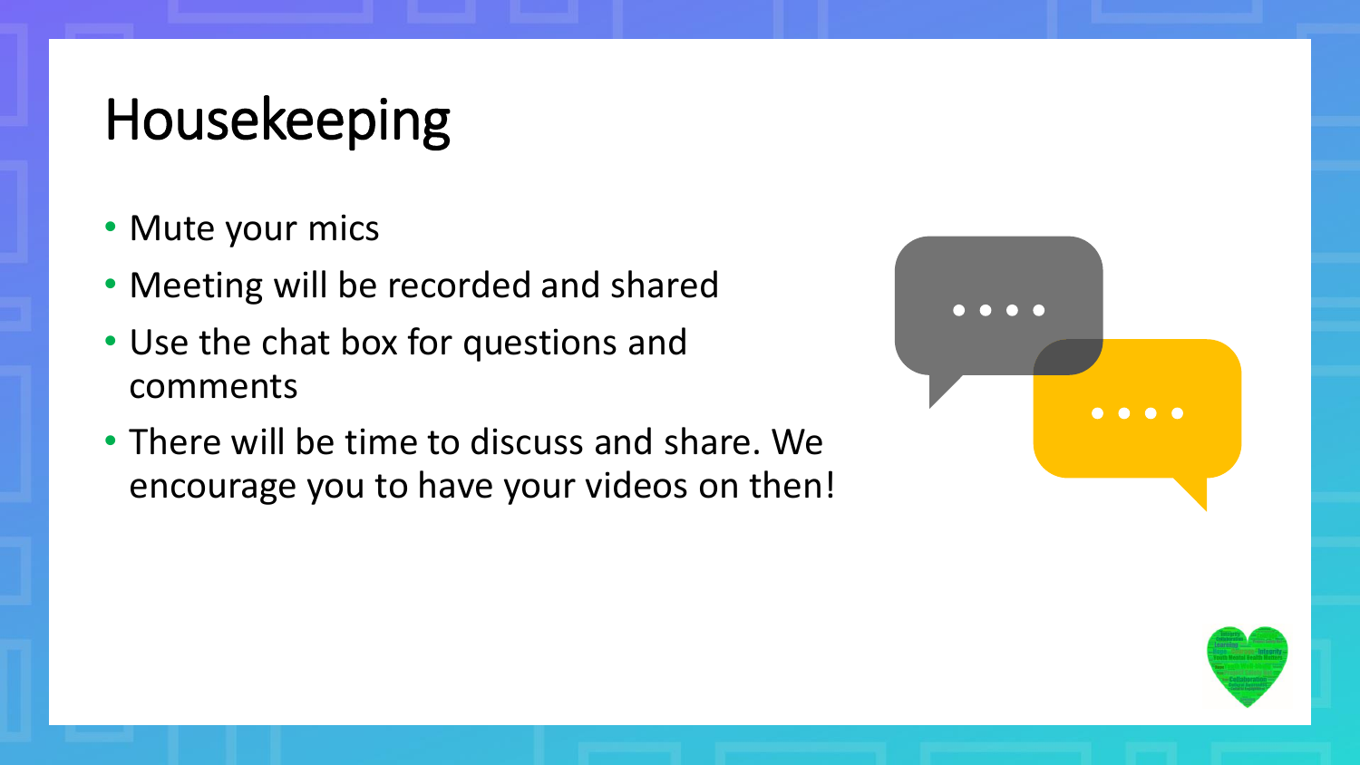# Housekeeping

- Mute your mics
- Meeting will be recorded and shared
- Use the chat box for questions and comments
- There will be time to discuss and share. We encourage you to have your videos on then!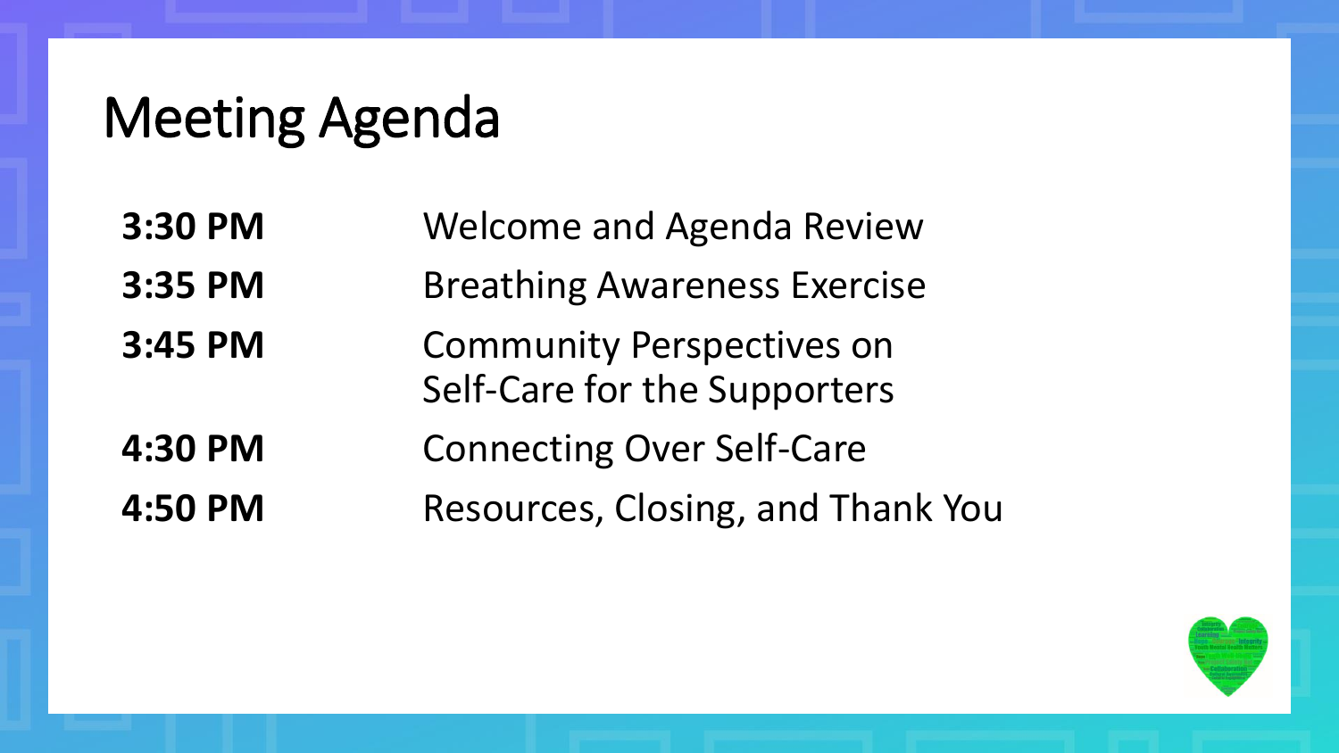# Meeting Agenda

| | |
|---|---|
| **3:30 PM** | Welcome and Agenda Review |
| **3:35 PM** | Breathing Awareness Exercise |
| **3:45 PM** | Community Perspectives on Self-Care for the Supporters |
| **4:30 PM** | Connecting Over Self-Care |
| **4:50 PM** | Resources, Closing, and Thank You |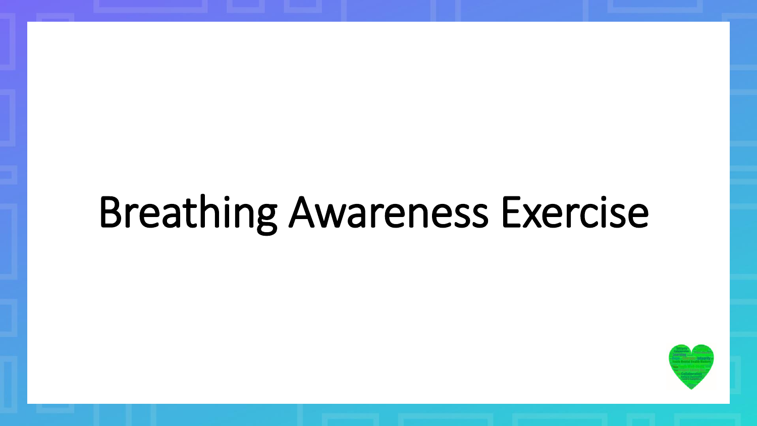# Breathing Awareness Exercise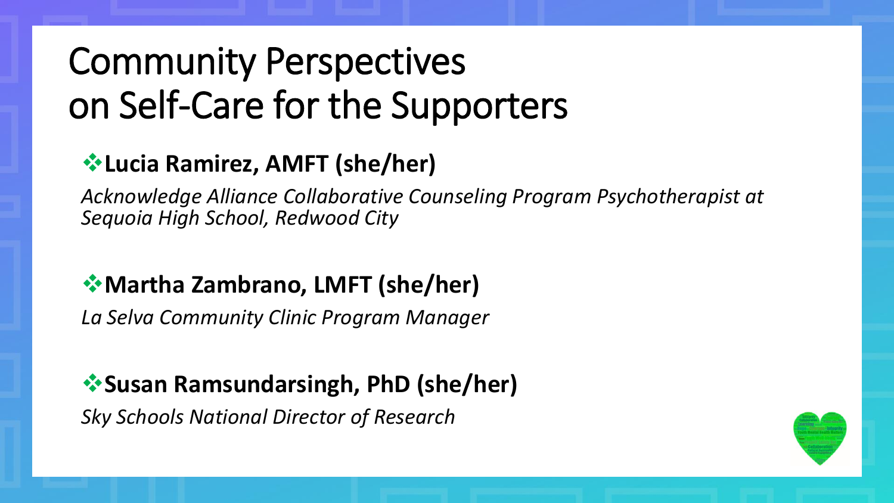# Community Perspectives on Self-Care for the Supporters

- **Lucia Ramirez, AMFT (she/her)**

  *Acknowledge Alliance Collaborative Counseling Program Psychotherapist at Sequoia High School, Redwood City*

- **Martha Zambrano, LMFT (she/her)**

  *La Selva Community Clinic Program Manager*

- **Susan Ramsundarsingh, PhD (she/her)**

  *Sky Schools National Director of Research*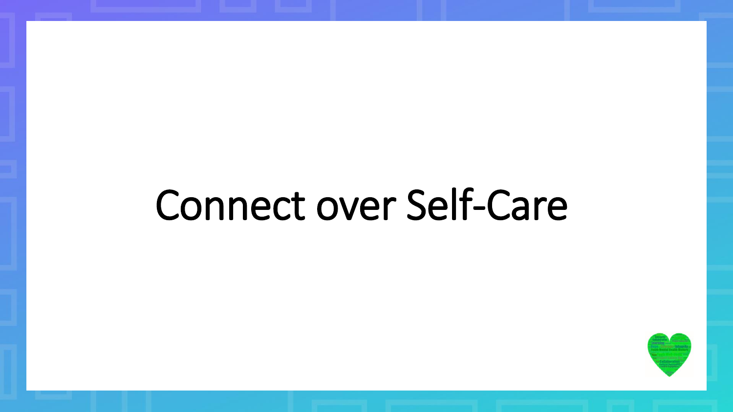# Connect over Self-Care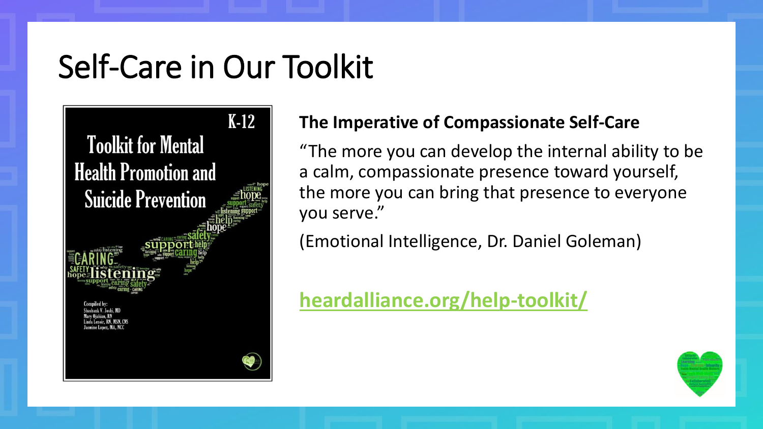# Self-Care in Our Toolkit

K-12

Toolkit for Mental Health Promotion and Suicide Prevention

Compiled by:
Shashank V. Joshi, MD
Mary Ojakian, RN
Linda Lenoir, RN, MSN, CNS
Jasmine Lopez, MA, NCC

**The Imperative of Compassionate Self-Care**

"The more you can develop the internal ability to be a calm, compassionate presence toward yourself, the more you can bring that presence to everyone you serve."

(Emotional Intelligence, Dr. Daniel Goleman)

heardalliance.org/help-toolkit/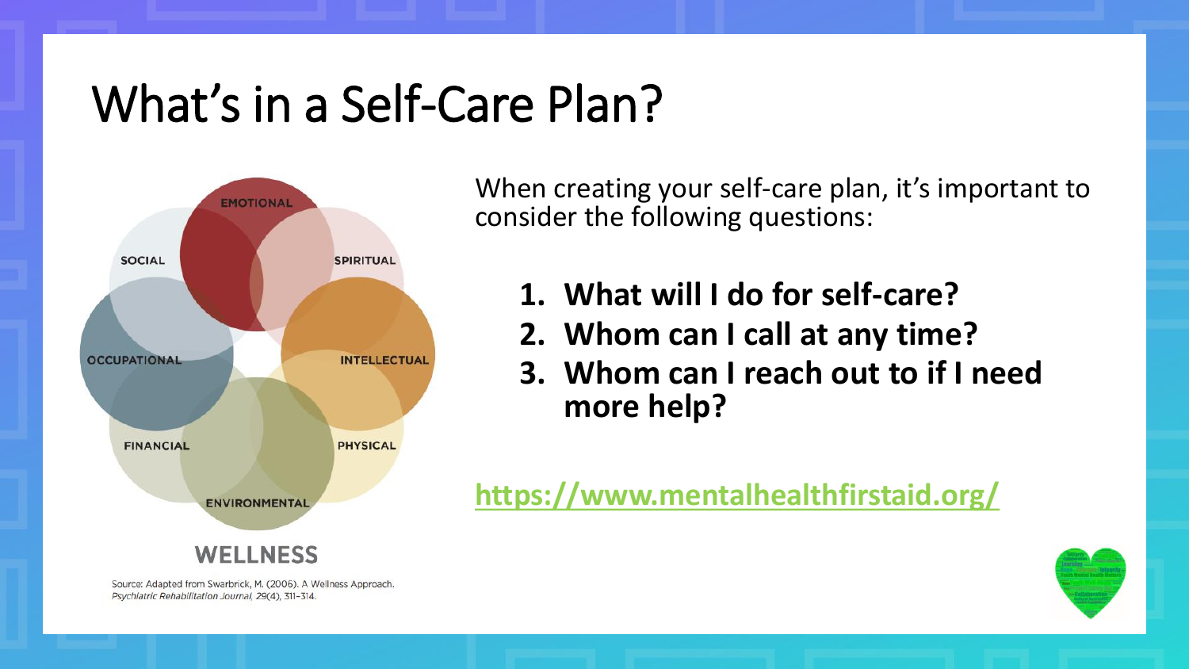# What's in a Self-Care Plan?

EMOTIONAL

SOCIAL

SPIRITUAL

OCCUPATIONAL

INTELLECTUAL

FINANCIAL

PHYSICAL

ENVIRONMENTAL

WELLNESS

Source: Adapted from Swarbrick, M. (2006). A Wellness Approach. *Psychiatric Rehabilitation Journal, 29*(4), 311–314.

When creating your self-care plan, it's important to consider the following questions:

1. **What will I do for self-care?**
2. **Whom can I call at any time?**
3. **Whom can I reach out to if I need more help?**

https://www.mentalhealthfirstaid.org/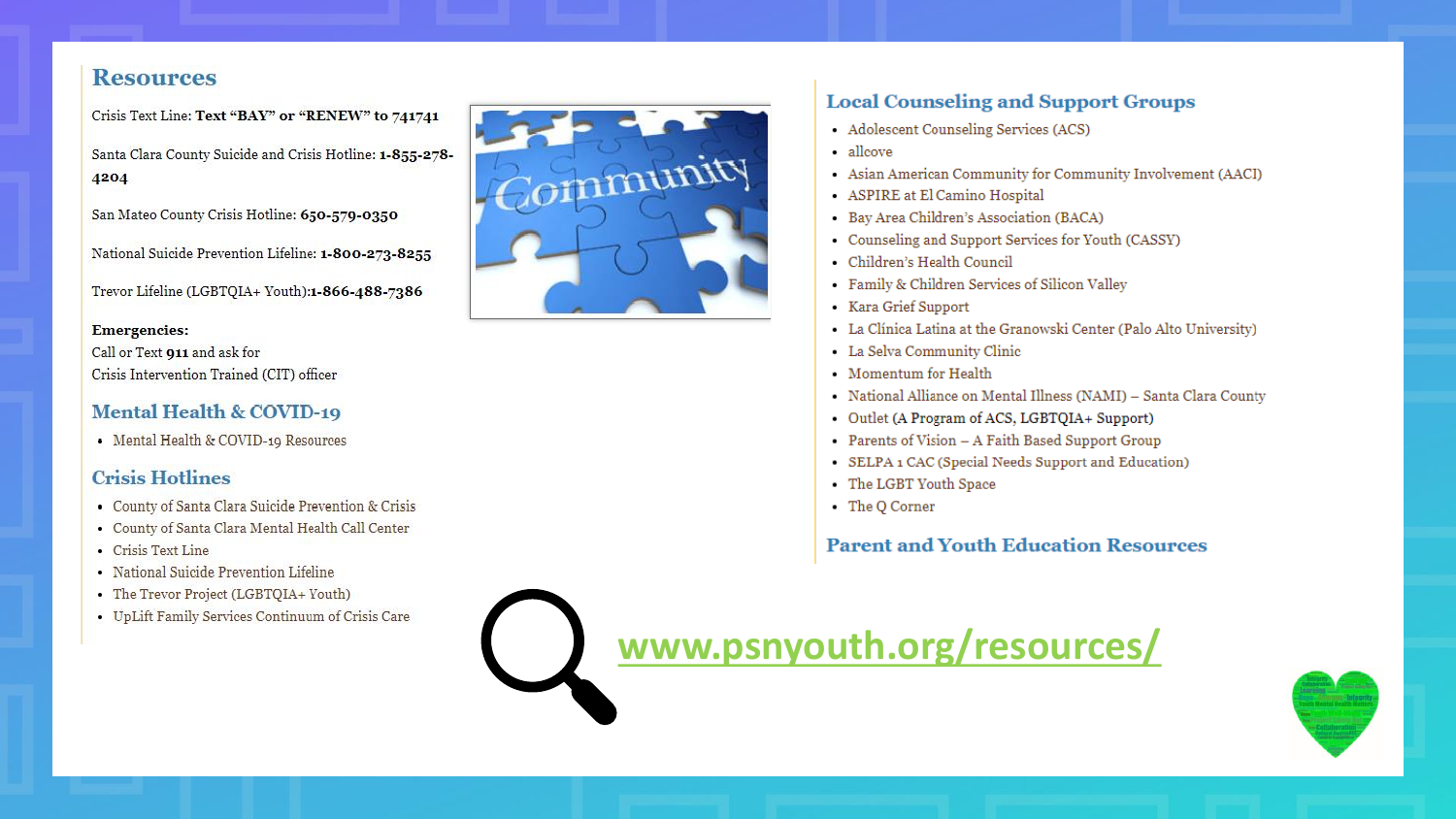## Resources

Crisis Text Line: **Text "BAY" or "RENEW" to 741741**

Santa Clara County Suicide and Crisis Hotline: **1-855-278-4204**

San Mateo County Crisis Hotline: **650-579-0350**

National Suicide Prevention Lifeline: **1-800-273-8255**

Trevor Lifeline (LGBTQIA+ Youth):**1-866-488-7386**

**Emergencies:**
Call or Text **911** and ask for
Crisis Intervention Trained (CIT) officer

## Mental Health & COVID-19

- Mental Health & COVID-19 Resources

## Crisis Hotlines

- County of Santa Clara Suicide Prevention & Crisis
- County of Santa Clara Mental Health Call Center
- Crisis Text Line
- National Suicide Prevention Lifeline
- The Trevor Project (LGBTQIA+ Youth)
- UpLift Family Services Continuum of Crisis Care

## Local Counseling and Support Groups

- Adolescent Counseling Services (ACS)
- allcove
- Asian American Community for Community Involvement (AACI)
- ASPIRE at El Camino Hospital
- Bay Area Children's Association (BACA)
- Counseling and Support Services for Youth (CASSY)
- Children's Health Council
- Family & Children Services of Silicon Valley
- Kara Grief Support
- La Clínica Latina at the Granowski Center (Palo Alto University)
- La Selva Community Clinic
- Momentum for Health
- National Alliance on Mental Illness (NAMI) – Santa Clara County
- Outlet (A Program of ACS, LGBTQIA+ Support)
- Parents of Vision – A Faith Based Support Group
- SELPA 1 CAC (Special Needs Support and Education)
- The LGBT Youth Space
- The Q Corner

## Parent and Youth Education Resources

www.psnyouth.org/resources/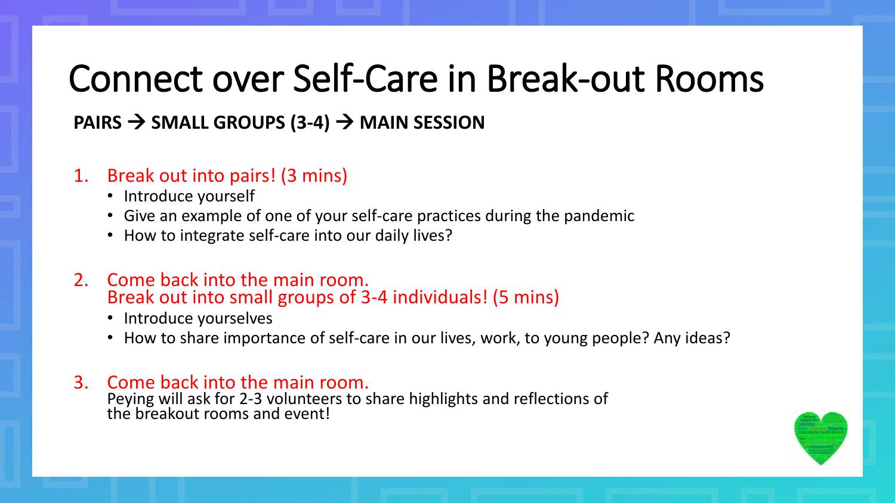# Connect over Self-Care in Break-out Rooms

**PAIRS → SMALL GROUPS (3-4) → MAIN SESSION**

1. Break out into pairs! (3 mins)
   - Introduce yourself
   - Give an example of one of your self-care practices during the pandemic
   - How to integrate self-care into our daily lives?

2. Come back into the main room.
   Break out into small groups of 3-4 individuals! (5 mins)
   - Introduce yourselves
   - How to share importance of self-care in our lives, work, to young people? Any ideas?

3. Come back into the main room.
   Peying will ask for 2-3 volunteers to share highlights and reflections of the breakout rooms and event!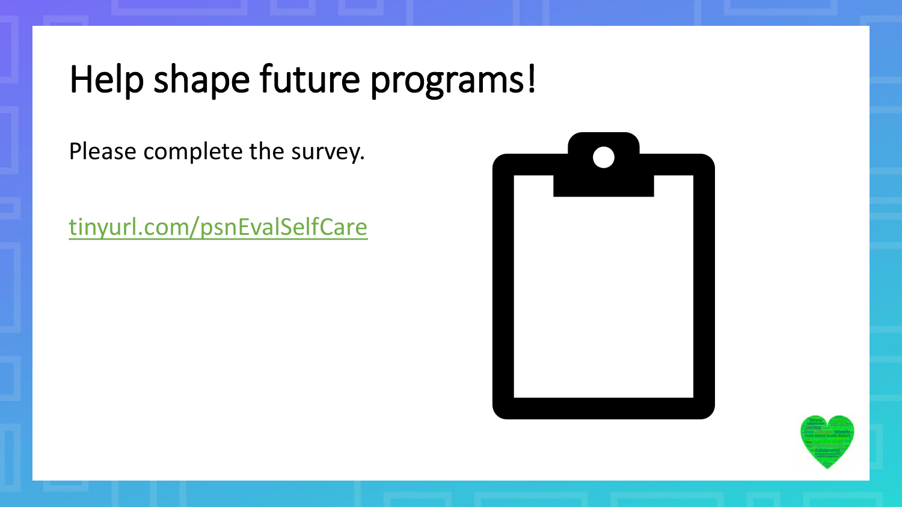# Help shape future programs!

Please complete the survey.

tinyurl.com/psnEvalSelfCare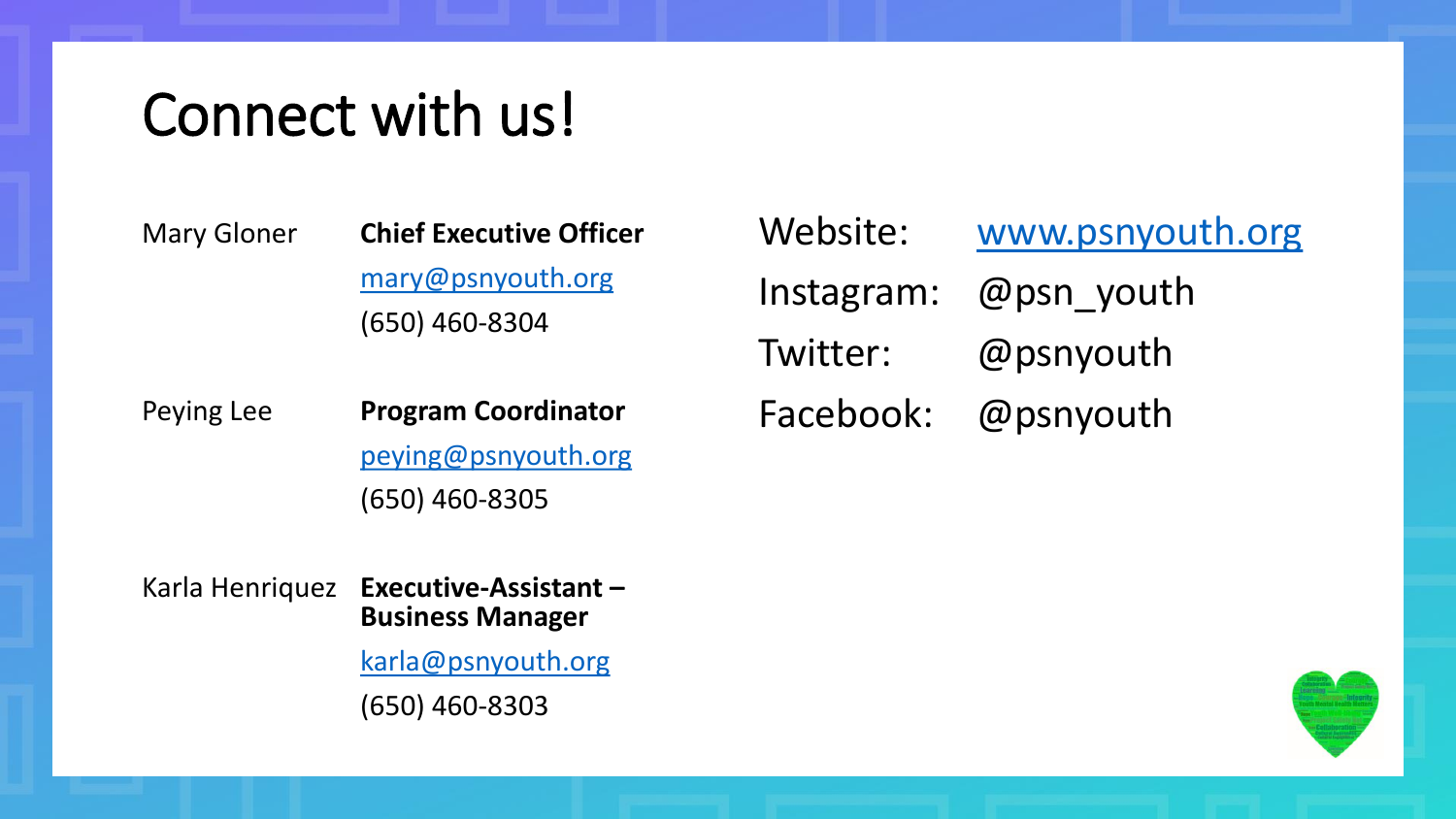# Connect with us!

| | |
|---|---|
| Mary Gloner | **Chief Executive Officer** |
| | mary@psnyouth.org |
| | (650) 460-8304 |
| Peying Lee | **Program Coordinator** |
| | peying@psnyouth.org |
| | (650) 460-8305 |
| Karla Henriquez | **Executive-Assistant – Business Manager** |
| | karla@psnyouth.org |
| | (650) 460-8303 |

| | |
|---|---|
| Website: | www.psnyouth.org |
| Instagram: | @psn_youth |
| Twitter: | @psnyouth |
| Facebook: | @psnyouth |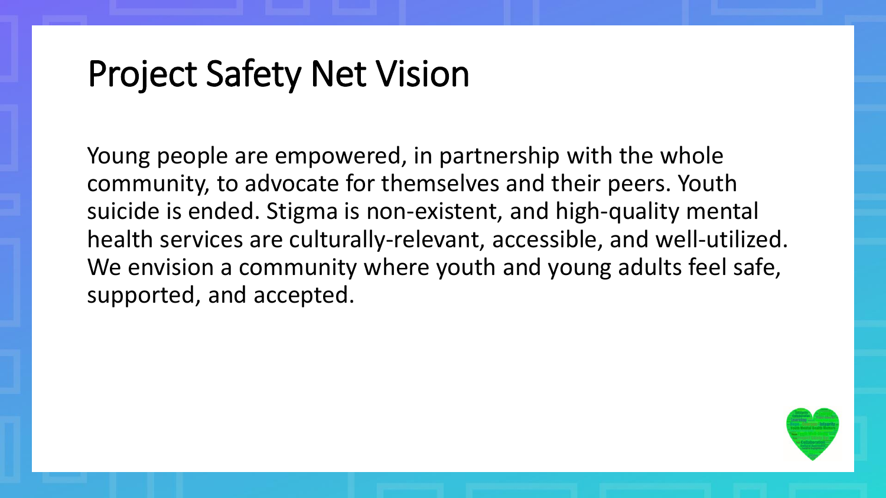# Project Safety Net Vision

Young people are empowered, in partnership with the whole community, to advocate for themselves and their peers. Youth suicide is ended. Stigma is non-existent, and high-quality mental health services are culturally-relevant, accessible, and well-utilized. We envision a community where youth and young adults feel safe, supported, and accepted.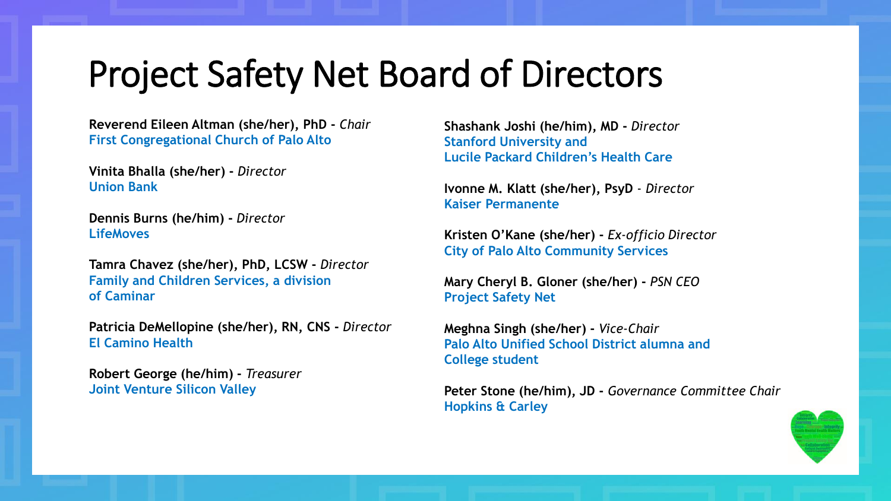# Project Safety Net Board of Directors

**Reverend Eileen Altman (she/her), PhD -** *Chair*
First Congregational Church of Palo Alto

**Vinita Bhalla (she/her) -** *Director*
Union Bank

**Dennis Burns (he/him) -** *Director*
LifeMoves

**Tamra Chavez (she/her), PhD, LCSW -** *Director*
Family and Children Services, a division of Caminar

**Patricia DeMellopine (she/her), RN, CNS -** *Director*
El Camino Health

**Robert George (he/him) -** *Treasurer*
Joint Venture Silicon Valley

**Shashank Joshi (he/him), MD -** *Director*
Stanford University and Lucile Packard Children's Health Care

**Ivonne M. Klatt (she/her), PsyD -** *Director*
Kaiser Permanente

**Kristen O'Kane (she/her) -** *Ex-officio Director*
City of Palo Alto Community Services

**Mary Cheryl B. Gloner (she/her) -** *PSN CEO*
Project Safety Net

**Meghna Singh (she/her) -** *Vice-Chair*
Palo Alto Unified School District alumna and College student

**Peter Stone (he/him), JD -** *Governance Committee Chair*
Hopkins & Carley